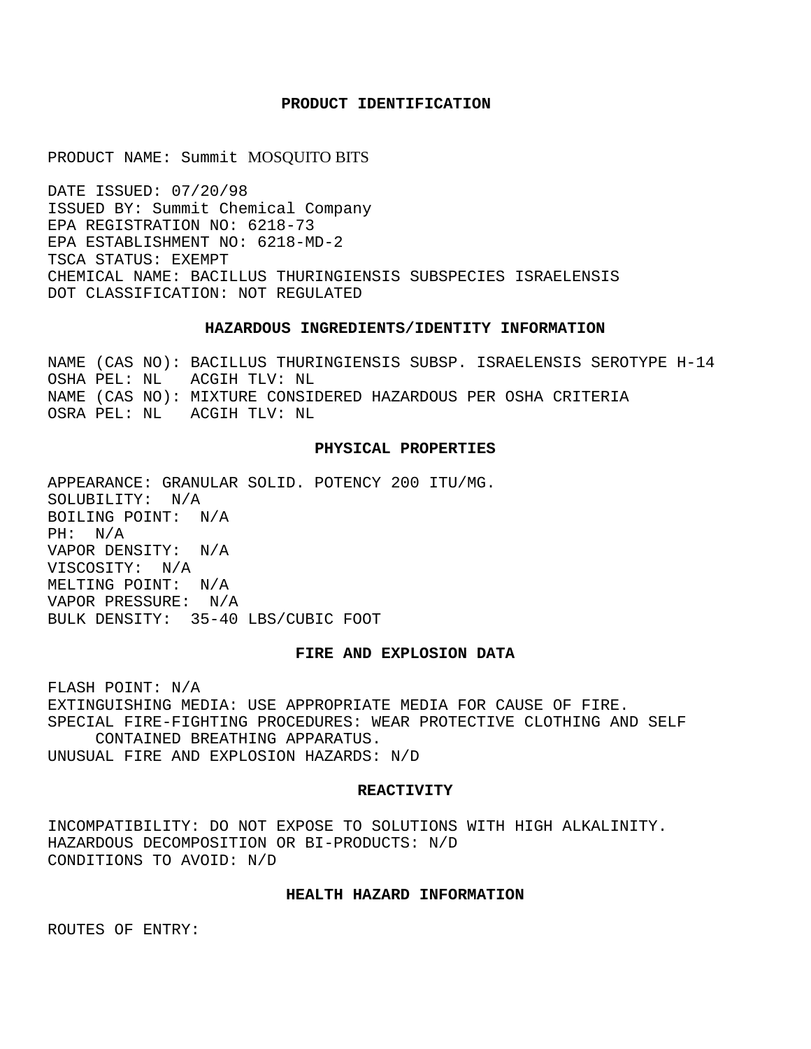## PRODUCT IDENTIFICATION

PRODUCT NAME: Summit MOSQUITO BITS

DATE ISSUED: 07/20/98
ISSUED BY: Summit Chemical Company
EPA REGISTRATION NO: 6218-73
EPA ESTABLISHMENT NO: 6218-MD-2
TSCA STATUS: EXEMPT
CHEMICAL NAME: BACILLUS THURINGIENSIS SUBSPECIES ISRAELENSIS
DOT CLASSIFICATION: NOT REGULATED

## HAZARDOUS INGREDIENTS/IDENTITY INFORMATION

NAME (CAS NO): BACILLUS THURINGIENSIS SUBSP. ISRAELENSIS SEROTYPE H-14
OSHA PEL: NL   ACGIH TLV: NL
NAME (CAS NO): MIXTURE CONSIDERED HAZARDOUS PER OSHA CRITERIA
OSRA PEL: NL   ACGIH TLV: NL

## PHYSICAL PROPERTIES

APPEARANCE: GRANULAR SOLID. POTENCY 200 ITU/MG.
SOLUBILITY: N/A
BOILING POINT: N/A
PH: N/A
VAPOR DENSITY: N/A
VISCOSITY: N/A
MELTING POINT: N/A
VAPOR PRESSURE: N/A
BULK DENSITY: 35-40 LBS/CUBIC FOOT

## FIRE AND EXPLOSION DATA

FLASH POINT: N/A
EXTINGUISHING MEDIA: USE APPROPRIATE MEDIA FOR CAUSE OF FIRE.
SPECIAL FIRE-FIGHTING PROCEDURES: WEAR PROTECTIVE CLOTHING AND SELF CONTAINED BREATHING APPARATUS.
UNUSUAL FIRE AND EXPLOSION HAZARDS: N/D

## REACTIVITY

INCOMPATIBILITY: DO NOT EXPOSE TO SOLUTIONS WITH HIGH ALKALINITY.
HAZARDOUS DECOMPOSITION OR BI-PRODUCTS: N/D
CONDITIONS TO AVOID: N/D

## HEALTH HAZARD INFORMATION

ROUTES OF ENTRY: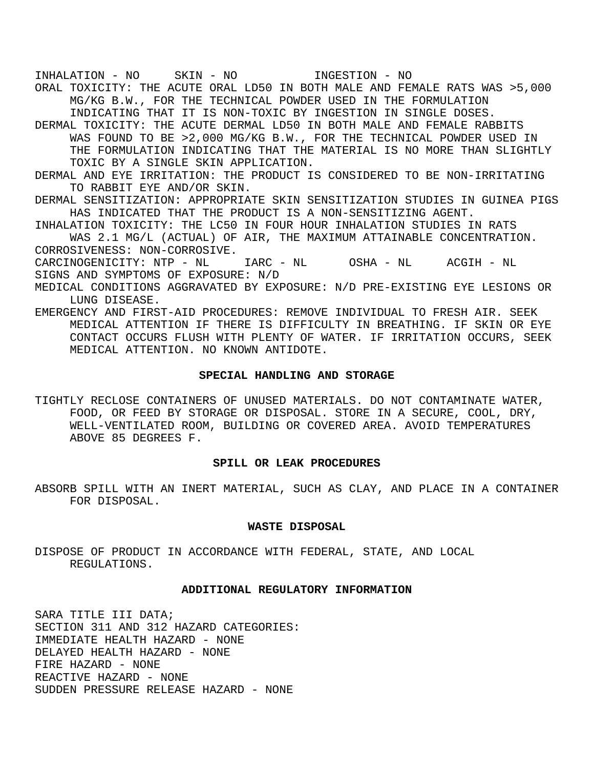INHALATION - NO     SKIN - NO          INGESTION - NO

ORAL TOXICITY: THE ACUTE ORAL LD50 IN BOTH MALE AND FEMALE RATS WAS >5,000 MG/KG B.W., FOR THE TECHNICAL POWDER USED IN THE FORMULATION INDICATING THAT IT IS NON-TOXIC BY INGESTION IN SINGLE DOSES.

DERMAL TOXICITY: THE ACUTE DERMAL LD50 IN BOTH MALE AND FEMALE RABBITS WAS FOUND TO BE >2,000 MG/KG B.W., FOR THE TECHNICAL POWDER USED IN THE FORMULATION INDICATING THAT THE MATERIAL IS NO MORE THAN SLIGHTLY TOXIC BY A SINGLE SKIN APPLICATION.

DERMAL AND EYE IRRITATION: THE PRODUCT IS CONSIDERED TO BE NON-IRRITATING TO RABBIT EYE AND/OR SKIN.

DERMAL SENSITIZATION: APPROPRIATE SKIN SENSITIZATION STUDIES IN GUINEA PIGS HAS INDICATED THAT THE PRODUCT IS A NON-SENSITIZING AGENT.

INHALATION TOXICITY: THE LC50 IN FOUR HOUR INHALATION STUDIES IN RATS WAS 2.1 MG/L (ACTUAL) OF AIR, THE MAXIMUM ATTAINABLE CONCENTRATION.

CORROSIVENESS: NON-CORROSIVE.

CARCINOGENICITY: NTP - NL     IARC - NL     OSHA - NL     ACGIH - NL

SIGNS AND SYMPTOMS OF EXPOSURE: N/D

MEDICAL CONDITIONS AGGRAVATED BY EXPOSURE: N/D PRE-EXISTING EYE LESIONS OR LUNG DISEASE.

EMERGENCY AND FIRST-AID PROCEDURES: REMOVE INDIVIDUAL TO FRESH AIR. SEEK MEDICAL ATTENTION IF THERE IS DIFFICULTY IN BREATHING. IF SKIN OR EYE CONTACT OCCURS FLUSH WITH PLENTY OF WATER. IF IRRITATION OCCURS, SEEK MEDICAL ATTENTION. NO KNOWN ANTIDOTE.

## SPECIAL HANDLING AND STORAGE

TIGHTLY RECLOSE CONTAINERS OF UNUSED MATERIALS. DO NOT CONTAMINATE WATER, FOOD, OR FEED BY STORAGE OR DISPOSAL. STORE IN A SECURE, COOL, DRY, WELL-VENTILATED ROOM, BUILDING OR COVERED AREA. AVOID TEMPERATURES ABOVE 85 DEGREES F.

## SPILL OR LEAK PROCEDURES

ABSORB SPILL WITH AN INERT MATERIAL, SUCH AS CLAY, AND PLACE IN A CONTAINER FOR DISPOSAL.

## WASTE DISPOSAL

DISPOSE OF PRODUCT IN ACCORDANCE WITH FEDERAL, STATE, AND LOCAL REGULATIONS.

## ADDITIONAL REGULATORY INFORMATION

SARA TITLE III DATA;
SECTION 311 AND 312 HAZARD CATEGORIES:
IMMEDIATE HEALTH HAZARD - NONE
DELAYED HEALTH HAZARD - NONE
FIRE HAZARD - NONE
REACTIVE HAZARD - NONE
SUDDEN PRESSURE RELEASE HAZARD - NONE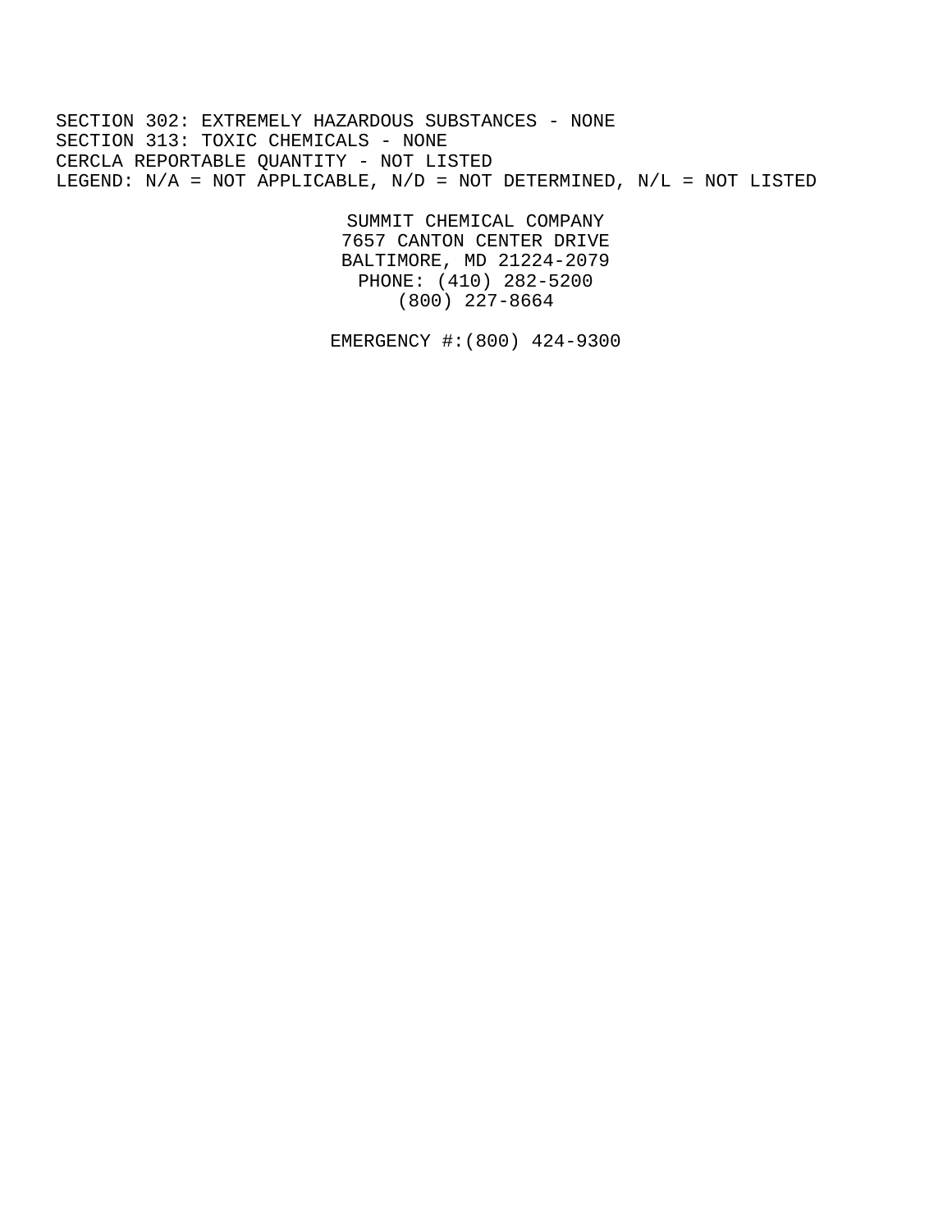SECTION 302: EXTREMELY HAZARDOUS SUBSTANCES - NONE
SECTION 313: TOXIC CHEMICALS - NONE
CERCLA REPORTABLE QUANTITY - NOT LISTED
LEGEND: N/A = NOT APPLICABLE, N/D = NOT DETERMINED, N/L = NOT LISTED

SUMMIT CHEMICAL COMPANY
7657 CANTON CENTER DRIVE
BALTIMORE, MD 21224-2079
PHONE: (410) 282-5200
(800) 227-8664

EMERGENCY #:(800) 424-9300